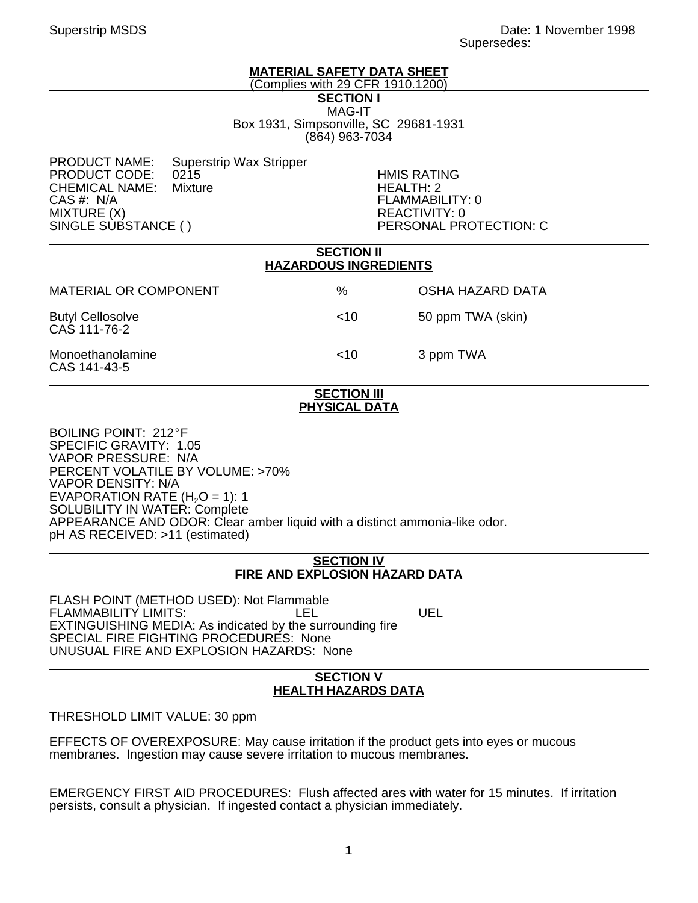Superstrip MSDS

Date: 1 November 1998
Supersedes:

# MATERIAL SAFETY DATA SHEET

(Complies with 29 CFR 1910.1200)

## SECTION I

MAG-IT
Box 1931, Simpsonville, SC 29681-1931
(864) 963-7034

PRODUCT NAME: Superstrip Wax Stripper
PRODUCT CODE: 0215
CHEMICAL NAME: Mixture
CAS #: N/A
MIXTURE (X)
SINGLE SUBSTANCE ( )

HMIS RATING
HEALTH: 2
FLAMMABILITY: 0
REACTIVITY: 0
PERSONAL PROTECTION: C

## SECTION II
## HAZARDOUS INGREDIENTS

| MATERIAL OR COMPONENT | % | OSHA HAZARD DATA |
|---|---|---|
| Butyl Cellosolve<br>CAS 111-76-2 | <10 | 50 ppm TWA (skin) |
| Monoethanolamine<br>CAS 141-43-5 | <10 | 3 ppm TWA |

## SECTION III
## PHYSICAL DATA

BOILING POINT: 212°F
SPECIFIC GRAVITY: 1.05
VAPOR PRESSURE: N/A
PERCENT VOLATILE BY VOLUME: >70%
VAPOR DENSITY: N/A
EVAPORATION RATE ($H_2O$ = 1): 1
SOLUBILITY IN WATER: Complete
APPEARANCE AND ODOR: Clear amber liquid with a distinct ammonia-like odor.
pH AS RECEIVED: >11 (estimated)

## SECTION IV
## FIRE AND EXPLOSION HAZARD DATA

FLASH POINT (METHOD USED): Not Flammable
FLAMMABILITY LIMITS: LEL UEL
EXTINGUISHING MEDIA: As indicated by the surrounding fire
SPECIAL FIRE FIGHTING PROCEDURES: None
UNUSUAL FIRE AND EXPLOSION HAZARDS: None

## SECTION V
## HEALTH HAZARDS DATA

THRESHOLD LIMIT VALUE: 30 ppm

EFFECTS OF OVEREXPOSURE: May cause irritation if the product gets into eyes or mucous membranes. Ingestion may cause severe irritation to mucous membranes.

EMERGENCY FIRST AID PROCEDURES: Flush affected ares with water for 15 minutes. If irritation persists, consult a physician. If ingested contact a physician immediately.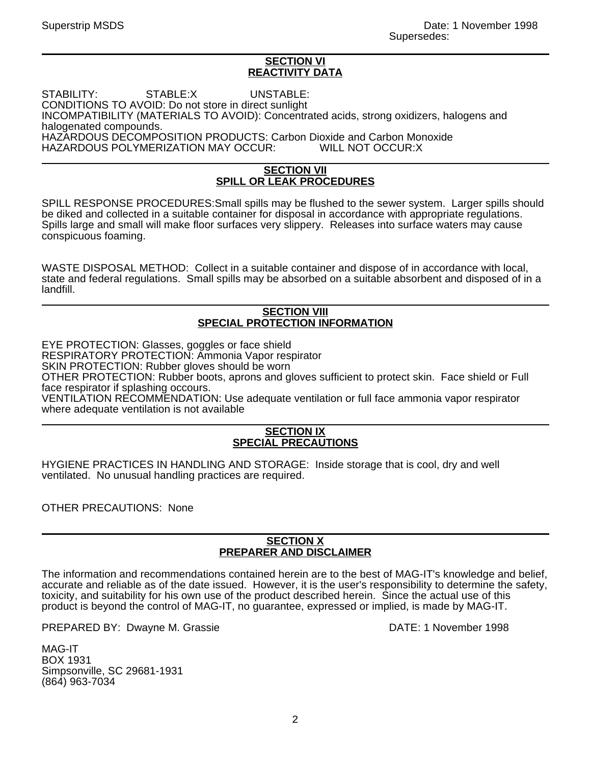## SECTION VI
## REACTIVITY DATA

STABILITY: STABLE:X UNSTABLE:
CONDITIONS TO AVOID: Do not store in direct sunlight
INCOMPATIBILITY (MATERIALS TO AVOID): Concentrated acids, strong oxidizers, halogens and halogenated compounds.
HAZARDOUS DECOMPOSITION PRODUCTS: Carbon Dioxide and Carbon Monoxide
HAZARDOUS POLYMERIZATION MAY OCCUR: WILL NOT OCCUR:X

## SECTION VII
## SPILL OR LEAK PROCEDURES

SPILL RESPONSE PROCEDURES:Small spills may be flushed to the sewer system. Larger spills should be diked and collected in a suitable container for disposal in accordance with appropriate regulations. Spills large and small will make floor surfaces very slippery. Releases into surface waters may cause conspicuous foaming.

WASTE DISPOSAL METHOD: Collect in a suitable container and dispose of in accordance with local, state and federal regulations. Small spills may be absorbed on a suitable absorbent and disposed of in a landfill.

## SECTION VIII
## SPECIAL PROTECTION INFORMATION

EYE PROTECTION: Glasses, goggles or face shield
RESPIRATORY PROTECTION: Ammonia Vapor respirator
SKIN PROTECTION: Rubber gloves should be worn
OTHER PROTECTION: Rubber boots, aprons and gloves sufficient to protect skin. Face shield or Full face respirator if splashing occours.
VENTILATION RECOMMENDATION: Use adequate ventilation or full face ammonia vapor respirator where adequate ventilation is not available

## SECTION IX
## SPECIAL PRECAUTIONS

HYGIENE PRACTICES IN HANDLING AND STORAGE: Inside storage that is cool, dry and well ventilated. No unusual handling practices are required.

OTHER PRECAUTIONS: None

## SECTION X
## PREPARER AND DISCLAIMER

The information and recommendations contained herein are to the best of MAG-IT's knowledge and belief, accurate and reliable as of the date issued. However, it is the user's responsibility to determine the safety, toxicity, and suitability for his own use of the product described herein. Since the actual use of this product is beyond the control of MAG-IT, no guarantee, expressed or implied, is made by MAG-IT.

PREPARED BY: Dwayne M. Grassie DATE: 1 November 1998

MAG-IT
BOX 1931
Simpsonville, SC 29681-1931
(864) 963-7034